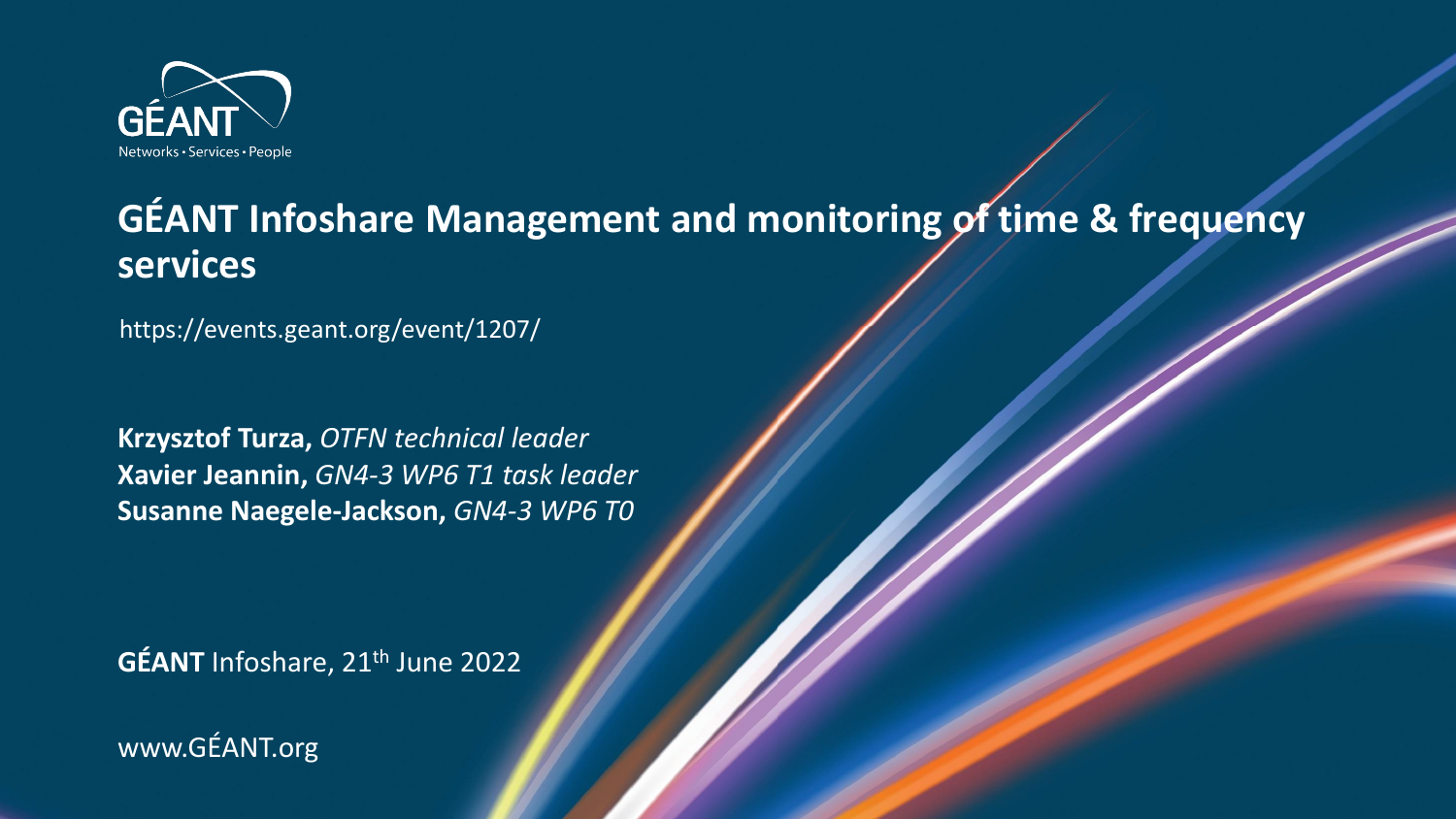# GÉANT Infoshare Management and monitoring of time & frequency services

https://events.geant.org/event/1207/

**Krzysztof Turza,** *OTFN technical leader*
**Xavier Jeannin,** *GN4-3 WP6 T1 task leader*
**Susanne Naegele-Jackson,** *GN4-3 WP6 T0*

**GÉANT** Infoshare, 21th June 2022

www.GÉANT.org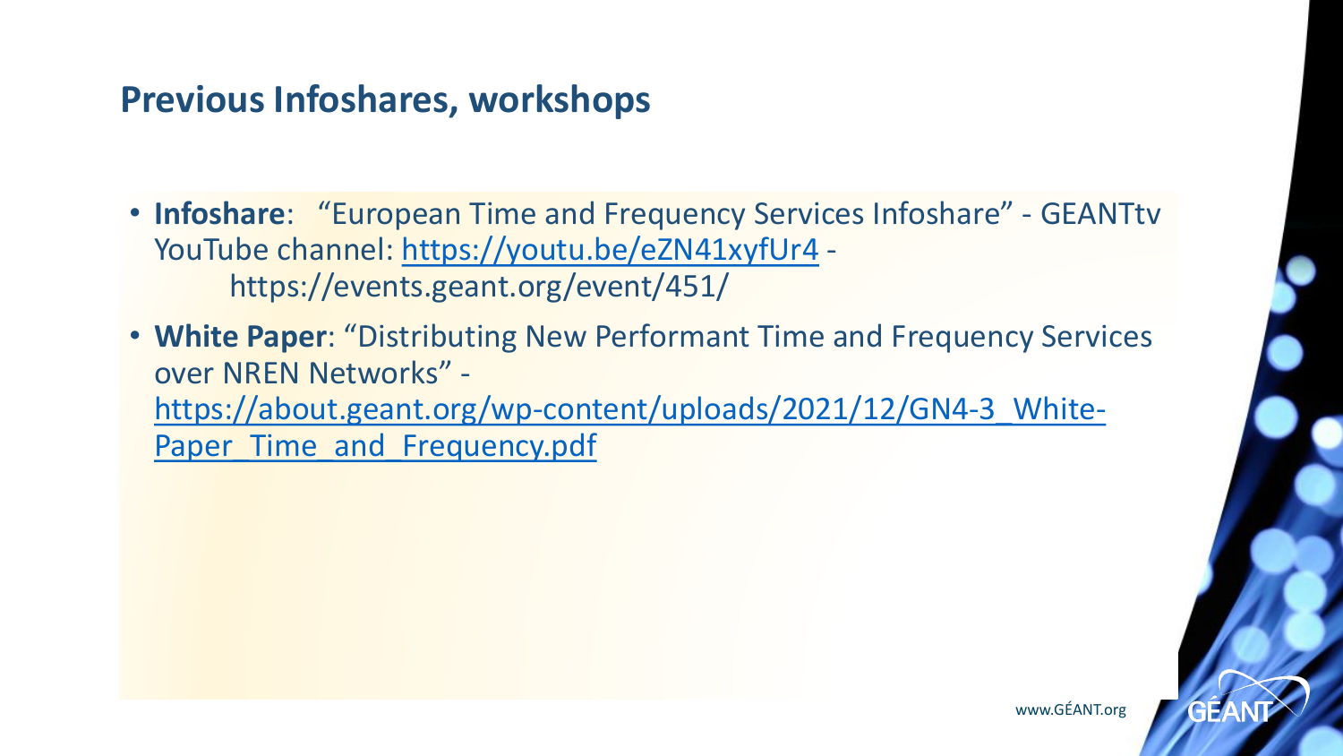## Previous Infoshares, workshops

- **Infoshare**: "European Time and Frequency Services Infoshare" - GEANTtv YouTube channel: https://youtu.be/eZN41xyfUr4 - https://events.geant.org/event/451/
- **White Paper**: "Distributing New Performant Time and Frequency Services over NREN Networks" - https://about.geant.org/wp-content/uploads/2021/12/GN4-3_White-Paper_Time_and_Frequency.pdf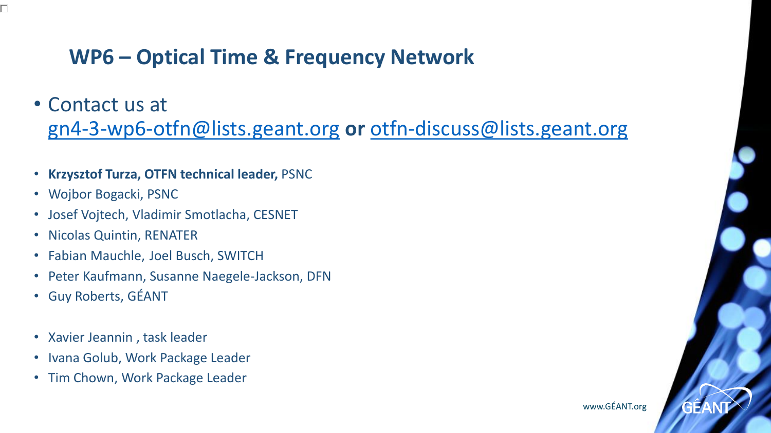# WP6 – Optical Time & Frequency Network

- Contact us at gn4-3-wp6-otfn@lists.geant.org **or** otfn-discuss@lists.geant.org

- **Krzysztof Turza, OTFN technical leader,** PSNC
- Wojbor Bogacki, PSNC
- Josef Vojtech, Vladimir Smotlacha, CESNET
- Nicolas Quintin, RENATER
- Fabian Mauchle, Joel Busch, SWITCH
- Peter Kaufmann, Susanne Naegele-Jackson, DFN
- Guy Roberts, GÉANT

- Xavier Jeannin , task leader
- Ivana Golub, Work Package Leader
- Tim Chown, Work Package Leader

www.GÉANT.org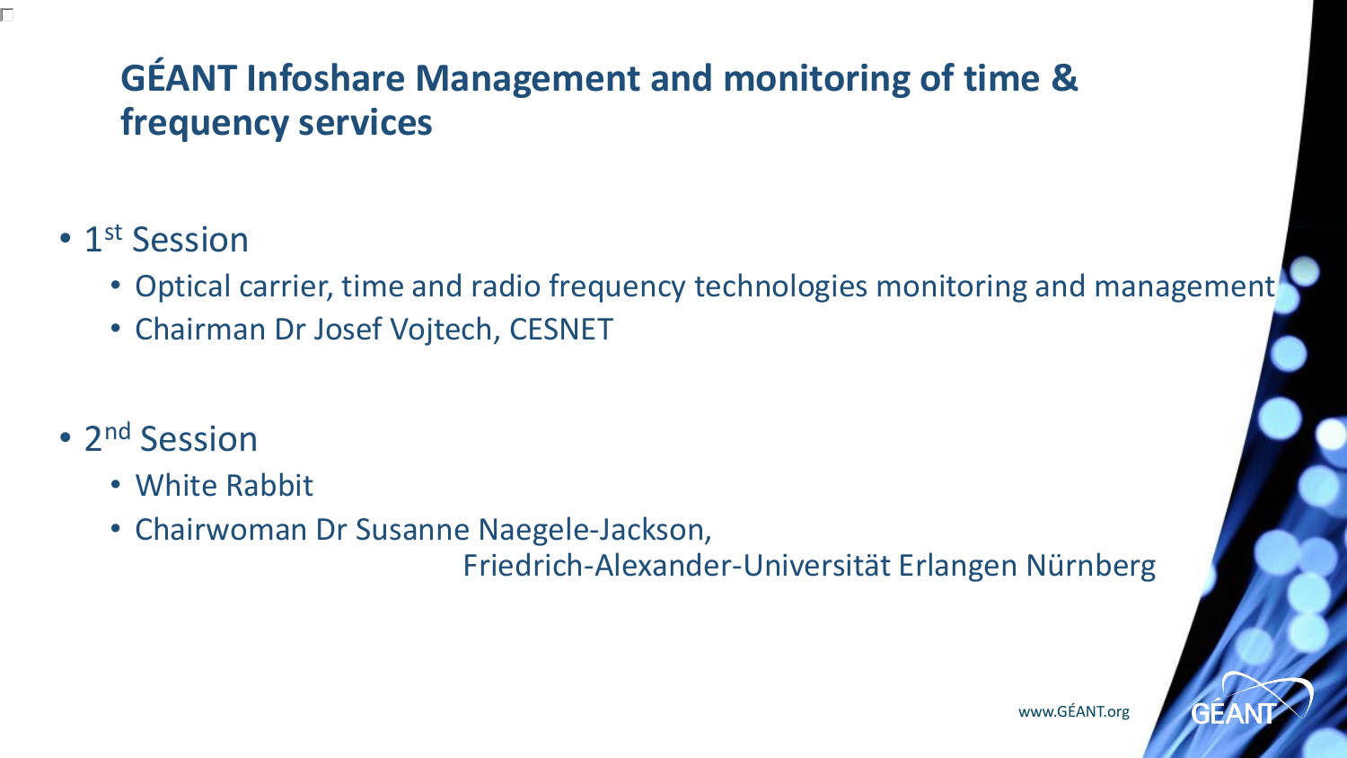# GÉANT Infoshare Management and monitoring of time & frequency services

- 1st Session
  - Optical carrier, time and radio frequency technologies monitoring and management
  - Chairman Dr Josef Vojtech, CESNET

- 2nd Session
  - White Rabbit
  - Chairwoman Dr Susanne Naegele-Jackson, Friedrich-Alexander-Universität Erlangen Nürnberg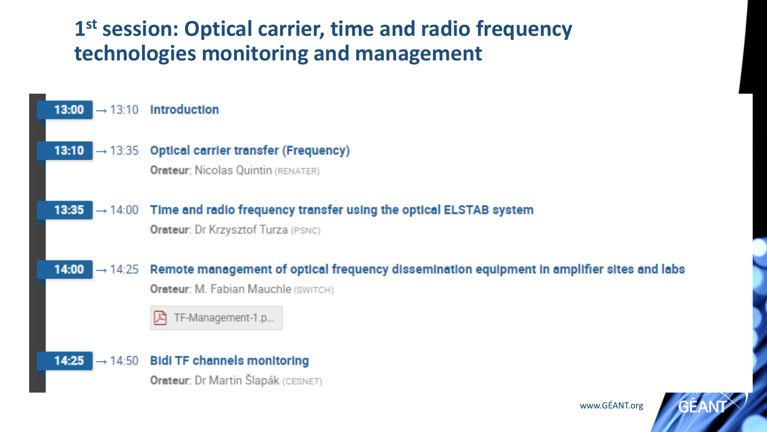# 1[st] session: Optical carrier, time and radio frequency technologies monitoring and management

**13:00** → 13:10 **Introduction**

**13:10** → 13:35 **Optical carrier transfer (Frequency)**
**Orateur**: Nicolas Quintin (RENATER)

**13:35** → 14:00 **Time and radio frequency transfer using the optical ELSTAB system**
**Orateur**: Dr Krzysztof Turza (PSNC)

**14:00** → 14:25 **Remote management of optical frequency dissemination equipment in amplifier sites and labs**
**Orateur**: M. Fabian Mauchle (SWITCH)

TF-Management-1.p...

**14:25** → 14:50 **BIDI TF channels monitoring**
**Orateur**: Dr Martin Šlapák (CESNET)

www.GÉANT.org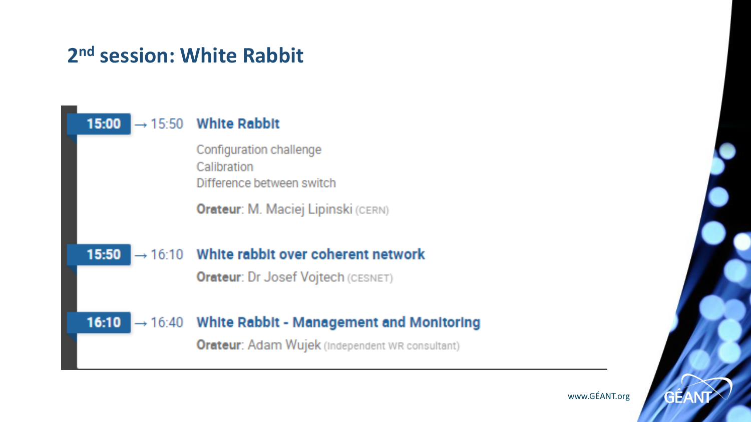# 2nd session: White Rabbit

**15:00** → 15:50 **White Rabbit**

Configuration challenge
Calibration
Difference between switch

**Orateur**: M. Maciej Lipinski (CERN)

**15:50** → 16:10 **White rabbit over coherent network**

**Orateur**: Dr Josef Vojtech (CESNET)

**16:10** → 16:40 **White Rabbit - Management and Monitoring**

**Orateur**: Adam Wujek (Independent WR consultant)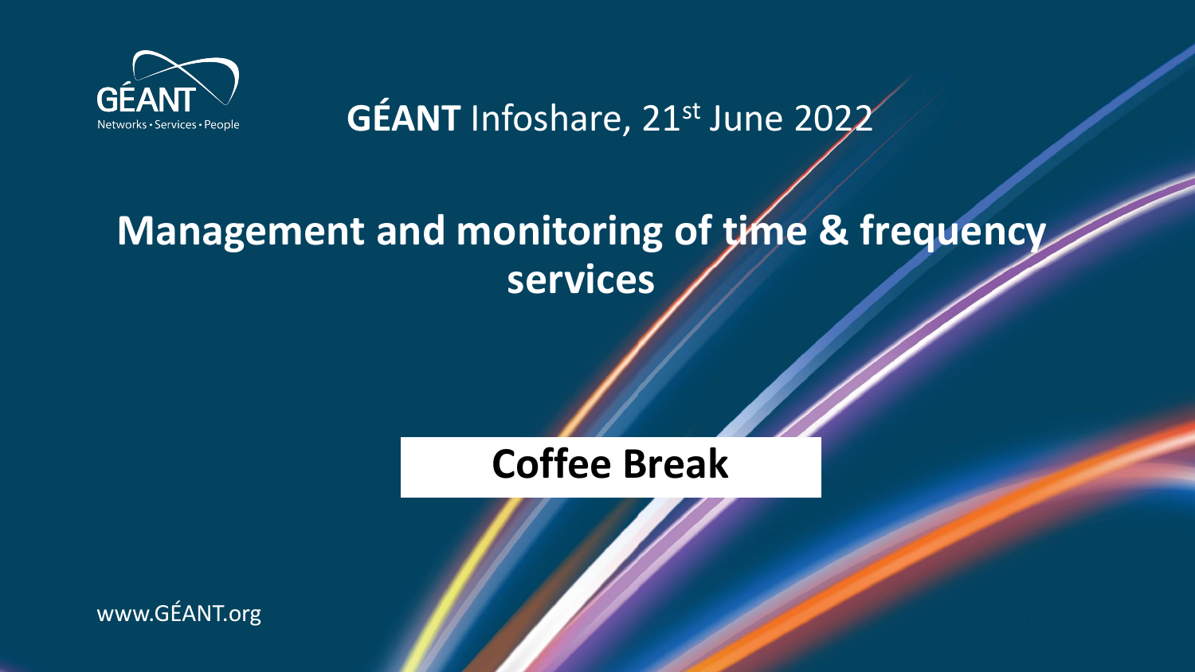GÉANT

Networks • Services • People

**GÉANT** Infoshare, 21st June 2022

# Management and monitoring of time & frequency services

## Coffee Break

www.GÉANT.org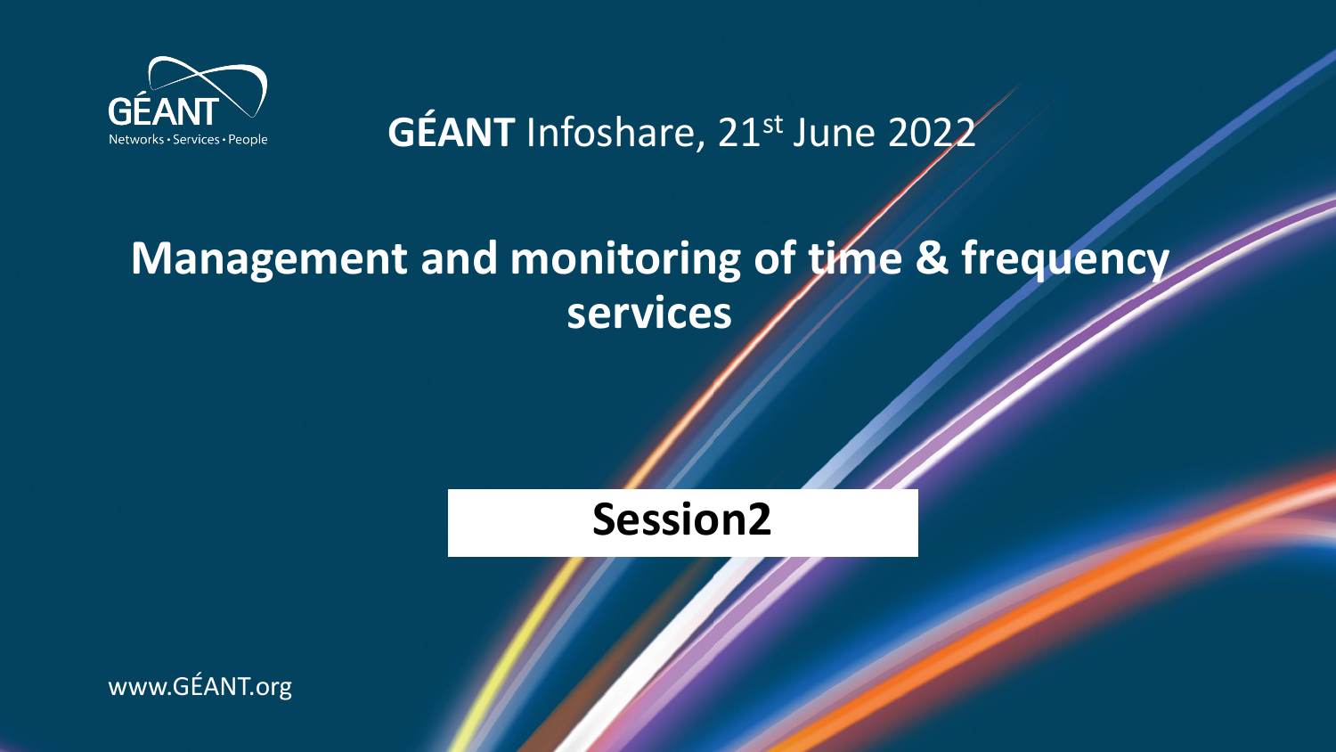GÉANT
Networks • Services • People

**GÉANT** Infoshare, 21st June 2022

# Management and monitoring of time & frequency services

## Session2

www.GÉANT.org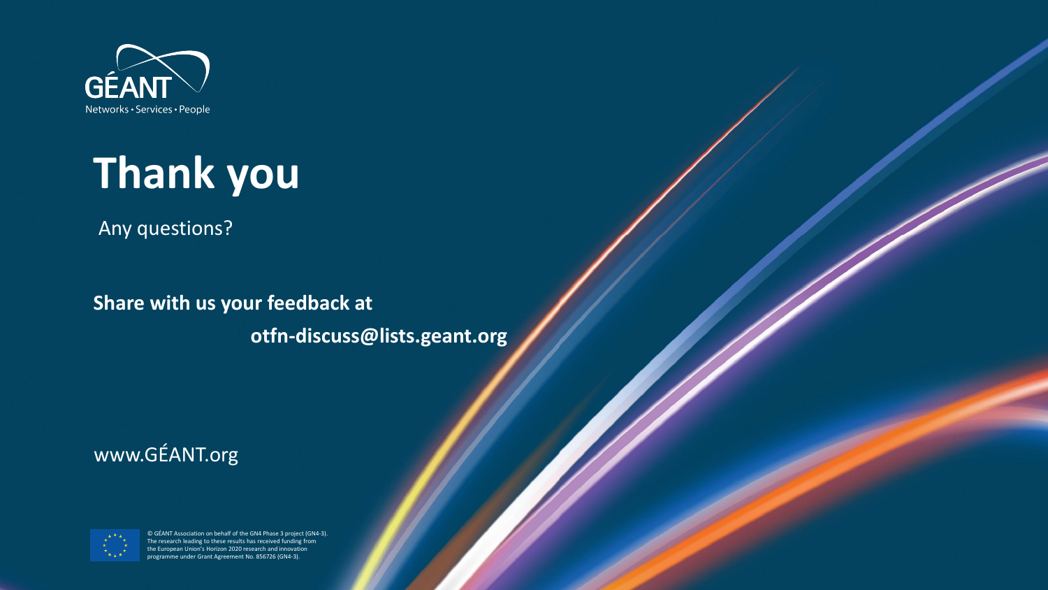GÉANT

Networks • Services • People

# Thank you

Any questions?

**Share with us your feedback at**

**otfn-discuss@lists.geant.org**

www.GÉANT.org

© GÉANT Association on behalf of the GN4 Phase 3 project (GN4-3).
The research leading to these results has received funding from the European Union's Horizon 2020 research and innovation programme under Grant Agreement No. 856726 (GN4-3).